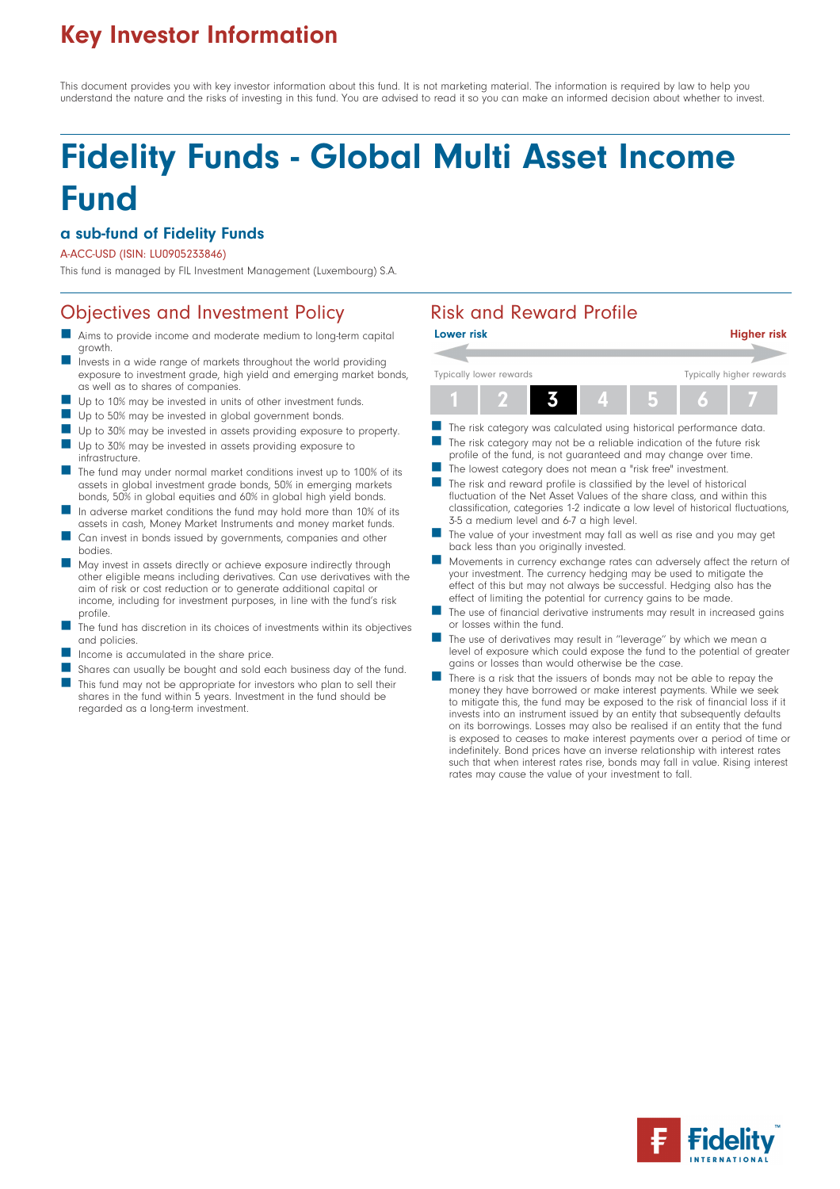# Key Investor Information

This document provides you with key investor information about this fund. It is not marketing material. The information is required by law to help you understand the nature and the risks of investing in this fund. You are advised to read it so you can make an informed decision about whether to invest.

# Fidelity Funds - Global Multi Asset Income Fund

### a sub-fund of Fidelity Funds

A-ACC-USD (ISIN: LU0905233846)

This fund is managed by FIL Investment Management (Luxembourg) S.A.

## Objectives and Investment Policy

- Aims to provide income and moderate medium to long-term capital growth.
- Invests in a wide range of markets throughout the world providing exposure to investment grade, high yield and emerging market bonds, as well as to shares of companies.
- Up to 10% may be invested in units of other investment funds.
- Up to 50% may be invested in global government bonds.
- Up to 30% may be invested in assets providing exposure to property.
- Up to 30% may be invested in assets providing exposure to infrastructure.
- The fund may under normal market conditions invest up to 100% of its assets in global investment grade bonds, 50% in emerging markets bonds, 50% in global equities and 60% in global high yield bonds.
- In adverse market conditions the fund may hold more than 10% of its assets in cash, Money Market Instruments and money market funds.
- Can invest in bonds issued by governments, companies and other bodies.
- May invest in assets directly or achieve exposure indirectly through other eligible means including derivatives. Can use derivatives with the aim of risk or cost reduction or to generate additional capital or income, including for investment purposes, in line with the fund's risk profile.
- The fund has discretion in its choices of investments within its objectives and policies.
- Income is accumulated in the share price.
- Shares can usually be bought and sold each business day of the fund.
- This fund may not be appropriate for investors who plan to sell their shares in the fund within 5 years. Investment in the fund should be regarded as a long-term investment.

## Risk and Reward Profile

**Lower risk** — **Higher risk**

Typically lower rewards — Typically higher rewards

| 1 | 2 | **3** | 4 | 5 | 6 | 7 |
|---|---|---|---|---|---|---|

- The risk category was calculated using historical performance data.
- The risk category may not be a reliable indication of the future risk profile of the fund, is not guaranteed and may change over time.
- The lowest category does not mean a "risk free" investment.
- The risk and reward profile is classified by the level of historical fluctuation of the Net Asset Values of the share class, and within this classification, categories 1-2 indicate a low level of historical fluctuations, 3-5 a medium level and 6-7 a high level.
- The value of your investment may fall as well as rise and you may get back less than you originally invested.
- Movements in currency exchange rates can adversely affect the return of your investment. The currency hedging may be used to mitigate the effect of this but may not always be successful. Hedging also has the effect of limiting the potential for currency gains to be made.
- The use of financial derivative instruments may result in increased gains or losses within the fund.
- The use of derivatives may result in "leverage" by which we mean a level of exposure which could expose the fund to the potential of greater gains or losses than would otherwise be the case.
- There is a risk that the issuers of bonds may not be able to repay the money they have borrowed or make interest payments. While we seek to mitigate this, the fund may be exposed to the risk of financial loss if it invests into an instrument issued by an entity that subsequently defaults on its borrowings. Losses may also be realised if an entity that the fund is exposed to ceases to make interest payments over a period of time or indefinitely. Bond prices have an inverse relationship with interest rates such that when interest rates rise, bonds may fall in value. Rising interest rates may cause the value of your investment to fall.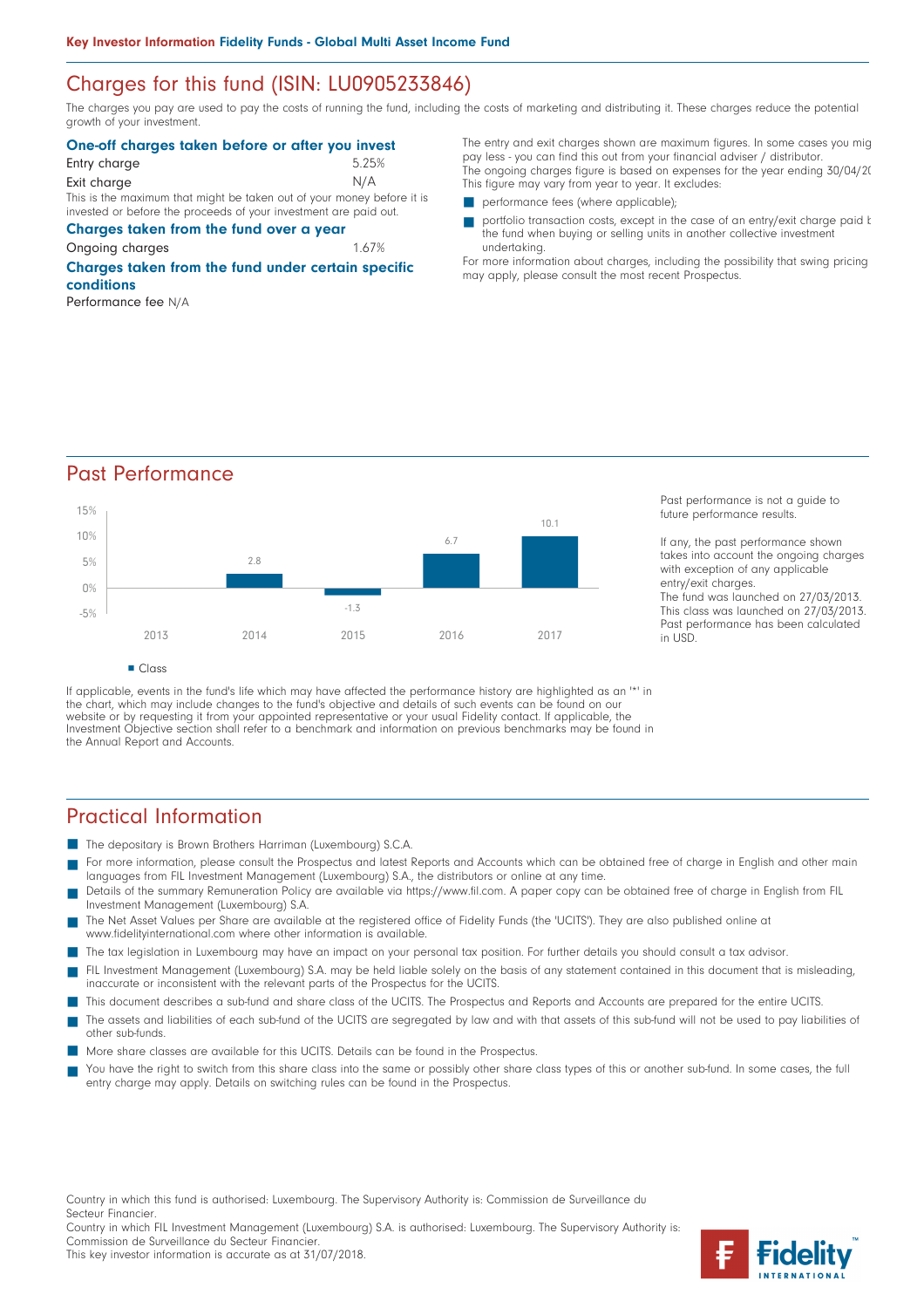## Charges for this fund (ISIN: LU0905233846)

The charges you pay are used to pay the costs of running the fund, including the costs of marketing and distributing it. These charges reduce the potential growth of your investment.

### One-off charges taken before or after you invest

| | |
|---|---|
| Entry charge | 5.25% |
| Exit charge | N/A |

This is the maximum that might be taken out of your money before it is invested or before the proceeds of your investment are paid out.

### Charges taken from the fund over a year

| | |
|---|---|
| Ongoing charges | 1.67% |

### Charges taken from the fund under certain specific conditions

Performance fee N/A

The entry and exit charges shown are maximum figures. In some cases you mig pay less - you can find this out from your financial adviser / distributor.
The ongoing charges figure is based on expenses for the year ending 30/04/2(
This figure may vary from year to year. It excludes:

- performance fees (where applicable);
- portfolio transaction costs, except in the case of an entry/exit charge paid b the fund when buying or selling units in another collective investment undertaking.

For more information about charges, including the possibility that swing pricing may apply, please consult the most recent Prospectus.

## Past Performance

15%
10%
5%
0%
-5%

2013
2014: 2.8
2015: -1.3
2016: 6.7
2017: 10.1

Class

Past performance is not a guide to future performance results.

If any, the past performance shown takes into account the ongoing charges with exception of any applicable entry/exit charges.
The fund was launched on 27/03/2013.
This class was launched on 27/03/2013.
Past performance has been calculated in USD.

If applicable, events in the fund's life which may have affected the performance history are highlighted as an '*' in the chart, which may include changes to the fund's objective and details of such events can be found on our website or by requesting it from your appointed representative or your usual Fidelity contact. If applicable, the Investment Objective section shall refer to a benchmark and information on previous benchmarks may be found in the Annual Report and Accounts.

## Practical Information

- The depositary is Brown Brothers Harriman (Luxembourg) S.C.A.
- For more information, please consult the Prospectus and latest Reports and Accounts which can be obtained free of charge in English and other main languages from FIL Investment Management (Luxembourg) S.A., the distributors or online at any time.
- Details of the summary Remuneration Policy are available via https://www.fil.com. A paper copy can be obtained free of charge in English from FIL Investment Management (Luxembourg) S.A.
- The Net Asset Values per Share are available at the registered office of Fidelity Funds (the 'UCITS'). They are also published online at www.fidelityinternational.com where other information is available.
- The tax legislation in Luxembourg may have an impact on your personal tax position. For further details you should consult a tax advisor.
- FIL Investment Management (Luxembourg) S.A. may be held liable solely on the basis of any statement contained in this document that is misleading, inaccurate or inconsistent with the relevant parts of the Prospectus for the UCITS.
- This document describes a sub-fund and share class of the UCITS. The Prospectus and Reports and Accounts are prepared for the entire UCITS.
- The assets and liabilities of each sub-fund of the UCITS are segregated by law and with that assets of this sub-fund will not be used to pay liabilities of other sub-funds.
- More share classes are available for this UCITS. Details can be found in the Prospectus.
- You have the right to switch from this share class into the same or possibly other share class types of this or another sub-fund. In some cases, the full entry charge may apply. Details on switching rules can be found in the Prospectus.

Country in which this fund is authorised: Luxembourg. The Supervisory Authority is: Commission de Surveillance du Secteur Financier.
Country in which FIL Investment Management (Luxembourg) S.A. is authorised: Luxembourg. The Supervisory Authority is: Commission de Surveillance du Secteur Financier.
This key investor information is accurate as at 31/07/2018.